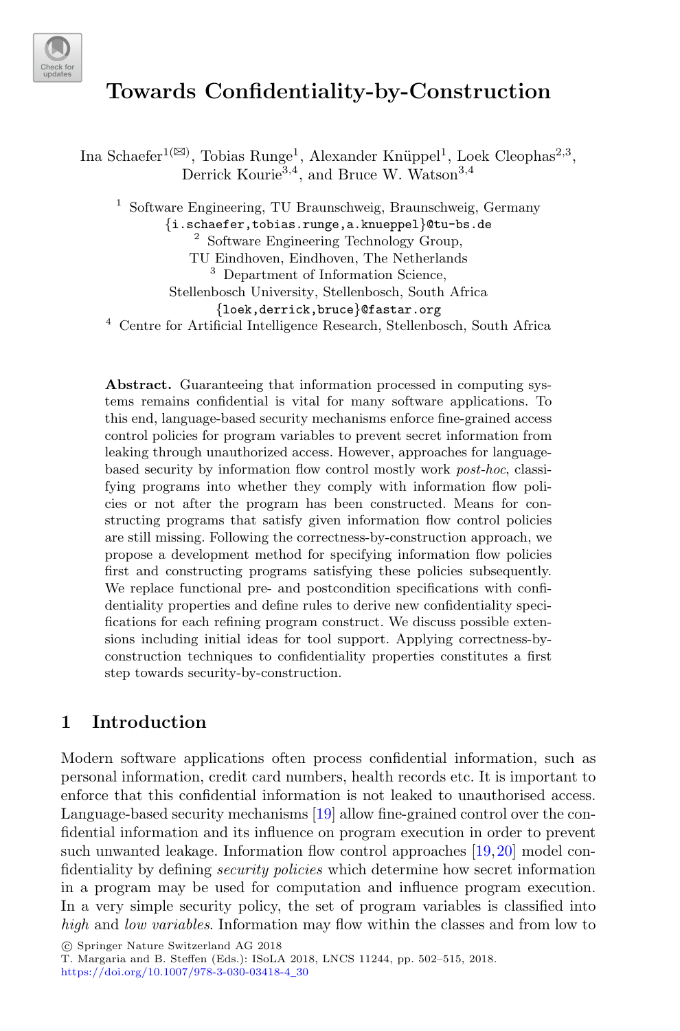# Towards Confidentiality-by-Construction

Ina Schaefer[1(✉)], Tobias Runge[1], Alexander Knüppel[1], Loek Cleophas[2,3], Derrick Kourie[3,4], and Bruce W. Watson[3,4]

[1] Software Engineering, TU Braunschweig, Braunschweig, Germany
{i.schaefer,tobias.runge,a.knueppel}@tu-bs.de

[2] Software Engineering Technology Group, TU Eindhoven, Eindhoven, The Netherlands

[3] Department of Information Science, Stellenbosch University, Stellenbosch, South Africa
{loek,derrick,bruce}@fastar.org

[4] Centre for Artificial Intelligence Research, Stellenbosch, South Africa

**Abstract.** Guaranteeing that information processed in computing systems remains confidential is vital for many software applications. To this end, language-based security mechanisms enforce fine-grained access control policies for program variables to prevent secret information from leaking through unauthorized access. However, approaches for language-based security by information flow control mostly work *post-hoc*, classifying programs into whether they comply with information flow policies or not after the program has been constructed. Means for constructing programs that satisfy given information flow control policies are still missing. Following the correctness-by-construction approach, we propose a development method for specifying information flow policies first and constructing programs satisfying these policies subsequently. We replace functional pre- and postcondition specifications with confidentiality properties and define rules to derive new confidentiality specifications for each refining program construct. We discuss possible extensions including initial ideas for tool support. Applying correctness-by-construction techniques to confidentiality properties constitutes a first step towards security-by-construction.

## 1 Introduction

Modern software applications often process confidential information, such as personal information, credit card numbers, health records etc. It is important to enforce that this confidential information is not leaked to unauthorised access. Language-based security mechanisms [19] allow fine-grained control over the confidential information and its influence on program execution in order to prevent such unwanted leakage. Information flow control approaches [19,20] model confidentiality by defining *security policies* which determine how secret information in a program may be used for computation and influence program execution. In a very simple security policy, the set of program variables is classified into *high* and *low variables*. Information may flow within the classes and from low to

© Springer Nature Switzerland AG 2018
T. Margaria and B. Steffen (Eds.): ISoLA 2018, LNCS 11244, pp. 502–515, 2018.
https://doi.org/10.1007/978-3-030-03418-4_30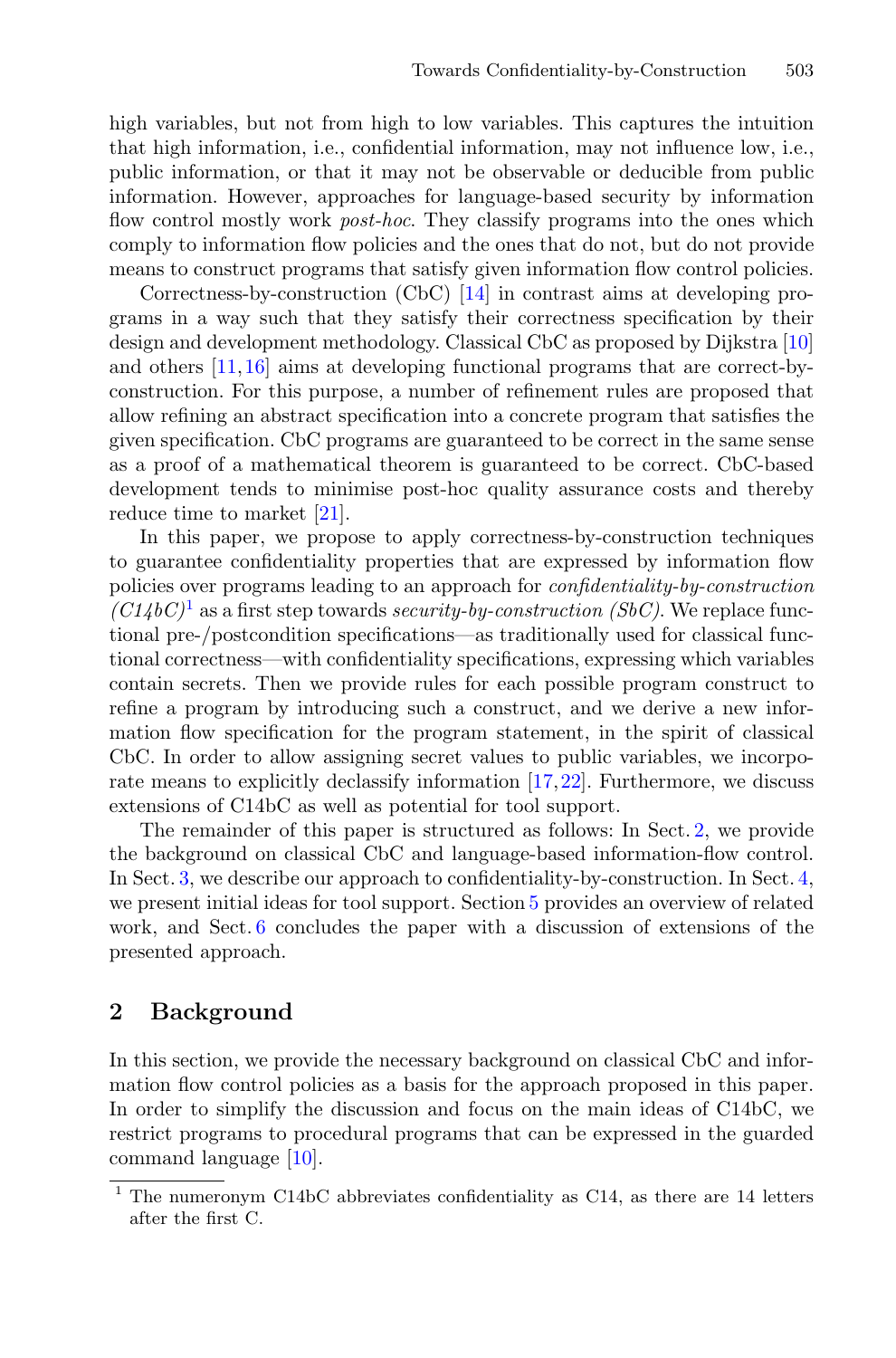high variables, but not from high to low variables. This captures the intuition that high information, i.e., confidential information, may not influence low, i.e., public information, or that it may not be observable or deducible from public information. However, approaches for language-based security by information flow control mostly work *post-hoc*. They classify programs into the ones which comply to information flow policies and the ones that do not, but do not provide means to construct programs that satisfy given information flow control policies.

Correctness-by-construction (CbC) [14] in contrast aims at developing programs in a way such that they satisfy their correctness specification by their design and development methodology. Classical CbC as proposed by Dijkstra [10] and others [11,16] aims at developing functional programs that are correct-by-construction. For this purpose, a number of refinement rules are proposed that allow refining an abstract specification into a concrete program that satisfies the given specification. CbC programs are guaranteed to be correct in the same sense as a proof of a mathematical theorem is guaranteed to be correct. CbC-based development tends to minimise post-hoc quality assurance costs and thereby reduce time to market [21].

In this paper, we propose to apply correctness-by-construction techniques to guarantee confidentiality properties that are expressed by information flow policies over programs leading to an approach for *confidentiality-by-construction (C14bC)*[1] as a first step towards *security-by-construction (SbC)*. We replace functional pre-/postcondition specifications—as traditionally used for classical functional correctness—with confidentiality specifications, expressing which variables contain secrets. Then we provide rules for each possible program construct to refine a program by introducing such a construct, and we derive a new information flow specification for the program statement, in the spirit of classical CbC. In order to allow assigning secret values to public variables, we incorporate means to explicitly declassify information [17,22]. Furthermore, we discuss extensions of C14bC as well as potential for tool support.

The remainder of this paper is structured as follows: In Sect. 2, we provide the background on classical CbC and language-based information-flow control. In Sect. 3, we describe our approach to confidentiality-by-construction. In Sect. 4, we present initial ideas for tool support. Section 5 provides an overview of related work, and Sect. 6 concludes the paper with a discussion of extensions of the presented approach.

## 2 Background

In this section, we provide the necessary background on classical CbC and information flow control policies as a basis for the approach proposed in this paper. In order to simplify the discussion and focus on the main ideas of C14bC, we restrict programs to procedural programs that can be expressed in the guarded command language [10].

[1] The numeronym C14bC abbreviates confidentiality as C14, as there are 14 letters after the first C.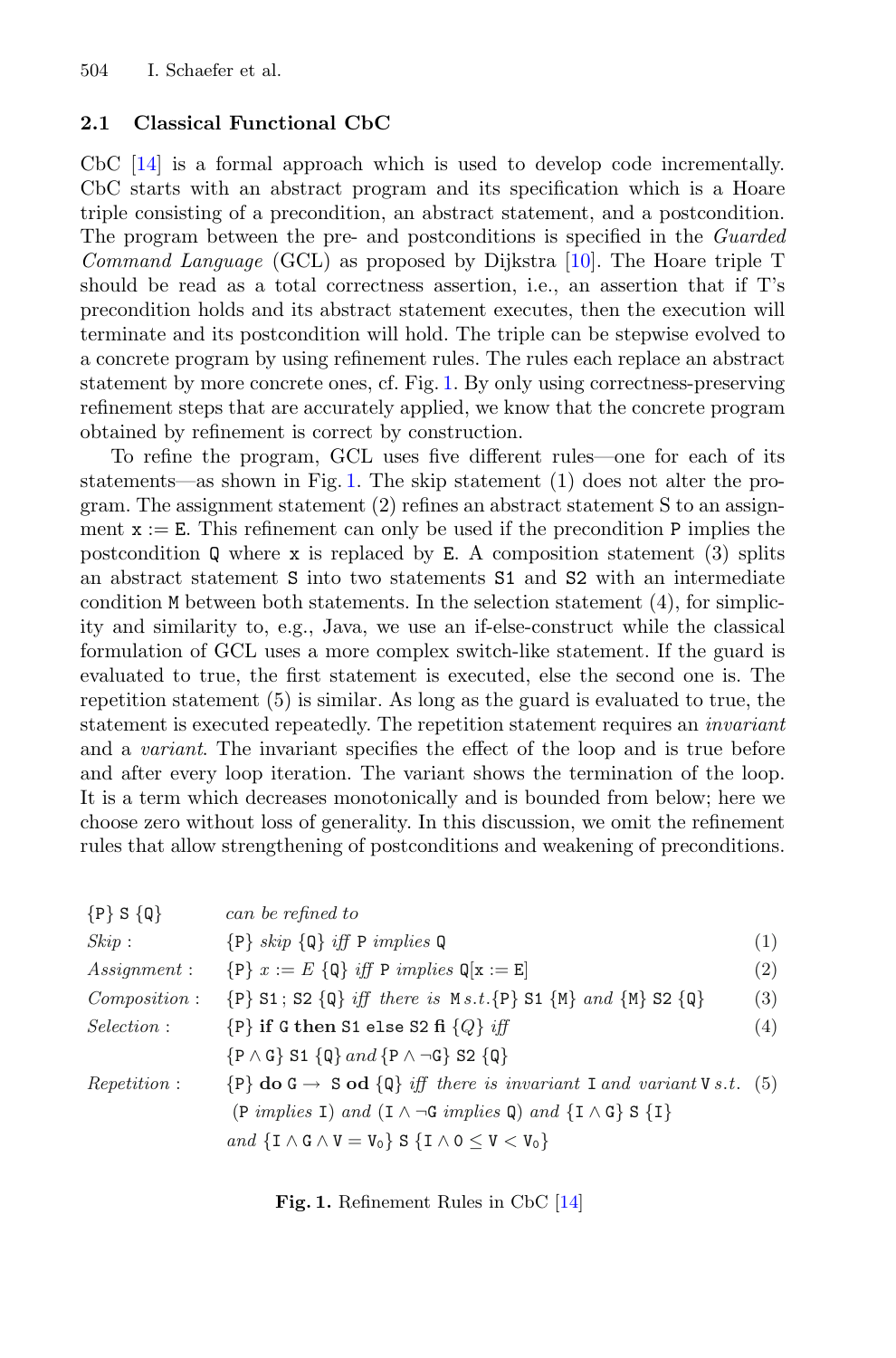### 2.1 Classical Functional CbC

CbC [14] is a formal approach which is used to develop code incrementally. CbC starts with an abstract program and its specification which is a Hoare triple consisting of a precondition, an abstract statement, and a postcondition. The program between the pre- and postconditions is specified in the *Guarded Command Language* (GCL) as proposed by Dijkstra [10]. The Hoare triple T should be read as a total correctness assertion, i.e., an assertion that if T's precondition holds and its abstract statement executes, then the execution will terminate and its postcondition will hold. The triple can be stepwise evolved to a concrete program by using refinement rules. The rules each replace an abstract statement by more concrete ones, cf. Fig. 1. By only using correctness-preserving refinement steps that are accurately applied, we know that the concrete program obtained by refinement is correct by construction.

To refine the program, GCL uses five different rules—one for each of its statements—as shown in Fig. 1. The skip statement (1) does not alter the program. The assignment statement (2) refines an abstract statement S to an assignment $\mathtt{x} := \mathtt{E}$. This refinement can only be used if the precondition P implies the postcondition Q where x is replaced by E. A composition statement (3) splits an abstract statement S into two statements S1 and S2 with an intermediate condition M between both statements. In the selection statement (4), for simplicity and similarity to, e.g., Java, we use an if-else-construct while the classical formulation of GCL uses a more complex switch-like statement. If the guard is evaluated to true, the first statement is executed, else the second one is. The repetition statement (5) is similar. As long as the guard is evaluated to true, the statement is executed repeatedly. The repetition statement requires an *invariant* and a *variant*. The invariant specifies the effect of the loop and is true before and after every loop iteration. The variant shows the termination of the loop. It is a term which decreases monotonically and is bounded from below; here we choose zero without loss of generality. In this discussion, we omit the refinement rules that allow strengthening of postconditions and weakening of preconditions.

| | | |
|---|---|---|
| $\{\mathtt{P}\}\ \mathtt{S}\ \{\mathtt{Q}\}$ | *can be refined to* | |
| *Skip* : | $\{\mathtt{P}\}\ skip\ \{\mathtt{Q}\}$ *iff* $\mathtt{P}$ *implies* $\mathtt{Q}$ | (1) |
| *Assignment* : | $\{\mathtt{P}\}\ x := E\ \{\mathtt{Q}\}$ *iff* $\mathtt{P}$ *implies* $\mathtt{Q}[\mathtt{x} := \mathtt{E}]$ | (2) |
| *Composition* : | $\{\mathtt{P}\}\ \mathtt{S1}\,;\ \mathtt{S2}\ \{\mathtt{Q}\}$ *iff there is* $\mathtt{M}$ *s.t.* $\{\mathtt{P}\}\ \mathtt{S1}\ \{\mathtt{M}\}$ *and* $\{\mathtt{M}\}\ \mathtt{S2}\ \{\mathtt{Q}\}$ | (3) |
| *Selection* : | $\{\mathtt{P}\}$ **if** $\mathtt{G}$ **then** $\mathtt{S1}$ **else** $\mathtt{S2}$ **fi** $\{Q\}$ *iff* | (4) |
| | $\{\mathtt{P} \wedge \mathtt{G}\}\ \mathtt{S1}\ \{\mathtt{Q}\}$ *and* $\{\mathtt{P} \wedge \neg\mathtt{G}\}\ \mathtt{S2}\ \{\mathtt{Q}\}$ | |
| *Repetition* : | $\{\mathtt{P}\}$ **do** $\mathtt{G} \rightarrow\ \mathtt{S}$ **od** $\{\mathtt{Q}\}$ *iff there is invariant* $\mathtt{I}$ *and variant* $\mathtt{V}$ *s.t.* | (5) |
| | $(\mathtt{P}$ *implies* $\mathtt{I})$ *and* $(\mathtt{I} \wedge \neg\mathtt{G}$ *implies* $\mathtt{Q})$ *and* $\{\mathtt{I} \wedge \mathtt{G}\}\ \mathtt{S}\ \{\mathtt{I}\}$ | |
| | *and* $\{\mathtt{I} \wedge \mathtt{G} \wedge \mathtt{V} = \mathtt{V}_0\}\ \mathtt{S}\ \{\mathtt{I} \wedge 0 \leq \mathtt{V} < \mathtt{V}_0\}$ | |

**Fig. 1.** Refinement Rules in CbC [14]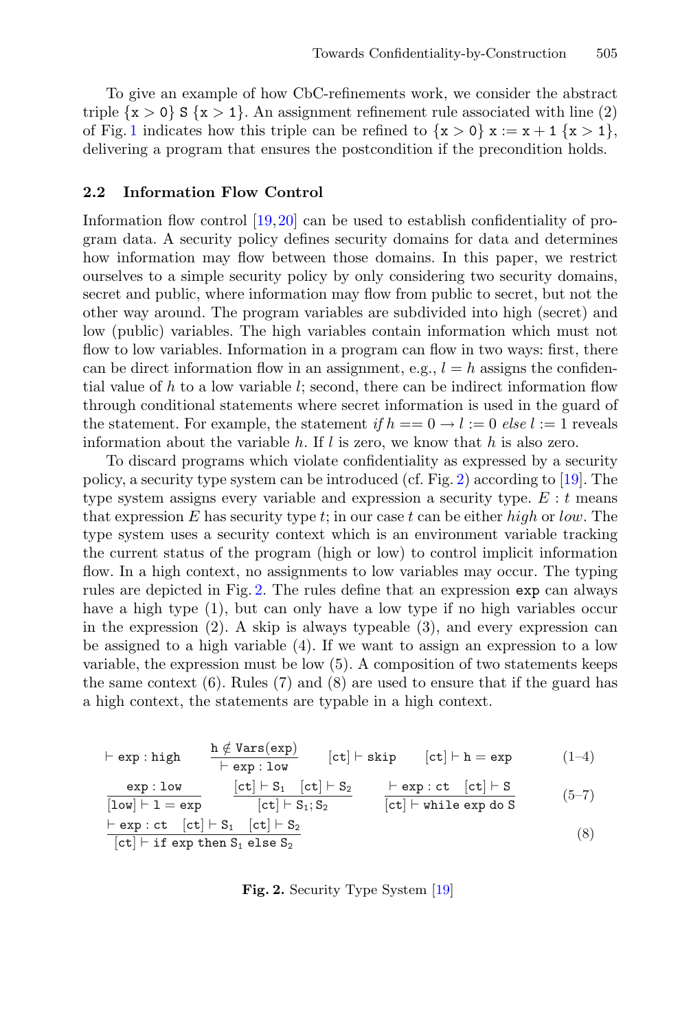To give an example of how CbC-refinements work, we consider the abstract triple $\{\mathtt{x} > 0\}\ \mathtt{S}\ \{\mathtt{x} > 1\}$. An assignment refinement rule associated with line (2) of Fig. 1 indicates how this triple can be refined to $\{\mathtt{x} > 0\}\ \mathtt{x} := \mathtt{x} + 1\ \{\mathtt{x} > 1\}$, delivering a program that ensures the postcondition if the precondition holds.

### 2.2 Information Flow Control

Information flow control [19,20] can be used to establish confidentiality of program data. A security policy defines security domains for data and determines how information may flow between those domains. In this paper, we restrict ourselves to a simple security policy by only considering two security domains, secret and public, where information may flow from public to secret, but not the other way around. The program variables are subdivided into high (secret) and low (public) variables. The high variables contain information which must not flow to low variables. Information in a program can flow in two ways: first, there can be direct information flow in an assignment, e.g., $l = h$ assigns the confidential value of $h$ to a low variable $l$; second, there can be indirect information flow through conditional statements where secret information is used in the guard of the statement. For example, the statement *if* $h == 0 \rightarrow l := 0$ *else* $l := 1$ reveals information about the variable $h$. If $l$ is zero, we know that $h$ is also zero.

To discard programs which violate confidentiality as expressed by a security policy, a security type system can be introduced (cf. Fig. 2) according to [19]. The type system assigns every variable and expression a security type. $E : t$ means that expression $E$ has security type $t$; in our case $t$ can be either *high* or *low*. The type system uses a security context which is an environment variable tracking the current status of the program (high or low) to control implicit information flow. In a high context, no assignments to low variables may occur. The typing rules are depicted in Fig. 2. The rules define that an expression `exp` can always have a high type (1), but can only have a low type if no high variables occur in the expression (2). A skip is always typeable (3), and every expression can be assigned to a high variable (4). If we want to assign an expression to a low variable, the expression must be low (5). A composition of two statements keeps the same context (6). Rules (7) and (8) are used to ensure that if the guard has a high context, the statements are typable in a high context.

$$\vdash \mathtt{exp} : \mathtt{high} \qquad \frac{\mathtt{h} \notin \mathtt{Vars(exp)}}{\vdash \mathtt{exp} : \mathtt{low}} \qquad [\mathtt{ct}] \vdash \mathtt{skip} \qquad [\mathtt{ct}] \vdash \mathtt{h} = \mathtt{exp} \qquad (1\text{–}4)$$

$$\frac{\mathtt{exp} : \mathtt{low}}{[\mathtt{low}] \vdash \mathtt{l} = \mathtt{exp}} \qquad \frac{[\mathtt{ct}] \vdash \mathtt{S_1} \quad [\mathtt{ct}] \vdash \mathtt{S_2}}{[\mathtt{ct}] \vdash \mathtt{S_1}; \mathtt{S_2}} \qquad \frac{\vdash \mathtt{exp} : \mathtt{ct} \quad [\mathtt{ct}] \vdash \mathtt{S}}{[\mathtt{ct}] \vdash \mathtt{while\ exp\ do\ S}} \qquad (5\text{–}7)$$

$$\frac{\vdash \mathtt{exp} : \mathtt{ct} \quad [\mathtt{ct}] \vdash \mathtt{S_1} \quad [\mathtt{ct}] \vdash \mathtt{S_2}}{[\mathtt{ct}] \vdash \mathtt{if\ exp\ then\ S_1\ else\ S_2}} \qquad (8)$$

**Fig. 2.** Security Type System [19]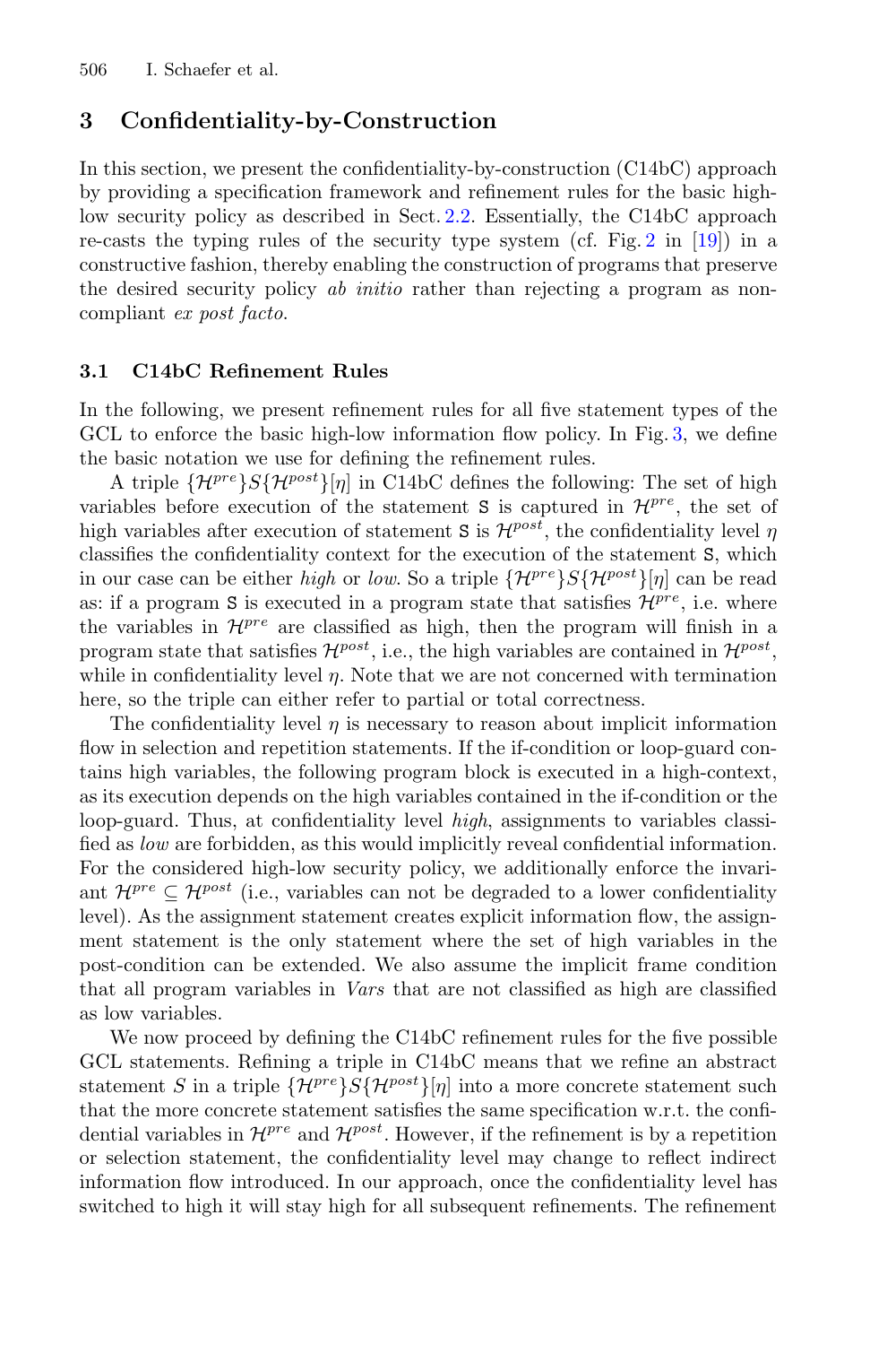## 3 Confidentiality-by-Construction

In this section, we present the confidentiality-by-construction (C14bC) approach by providing a specification framework and refinement rules for the basic high-low security policy as described in Sect. 2.2. Essentially, the C14bC approach re-casts the typing rules of the security type system (cf. Fig. 2 in [19]) in a constructive fashion, thereby enabling the construction of programs that preserve the desired security policy *ab initio* rather than rejecting a program as non-compliant *ex post facto*.

### 3.1 C14bC Refinement Rules

In the following, we present refinement rules for all five statement types of the GCL to enforce the basic high-low information flow policy. In Fig. 3, we define the basic notation we use for defining the refinement rules.

A triple $\{\mathcal{H}^{pre}\}S\{\mathcal{H}^{post}\}[\eta]$ in C14bC defines the following: The set of high variables before execution of the statement `S` is captured in $\mathcal{H}^{pre}$, the set of high variables after execution of statement `S` is $\mathcal{H}^{post}$, the confidentiality level $\eta$ classifies the confidentiality context for the execution of the statement `S`, which in our case can be either *high* or *low*. So a triple $\{\mathcal{H}^{pre}\}S\{\mathcal{H}^{post}\}[\eta]$ can be read as: if a program `S` is executed in a program state that satisfies $\mathcal{H}^{pre}$, i.e. where the variables in $\mathcal{H}^{pre}$ are classified as high, then the program will finish in a program state that satisfies $\mathcal{H}^{post}$, i.e., the high variables are contained in $\mathcal{H}^{post}$, while in confidentiality level $\eta$. Note that we are not concerned with termination here, so the triple can either refer to partial or total correctness.

The confidentiality level $\eta$ is necessary to reason about implicit information flow in selection and repetition statements. If the if-condition or loop-guard contains high variables, the following program block is executed in a high-context, as its execution depends on the high variables contained in the if-condition or the loop-guard. Thus, at confidentiality level *high*, assignments to variables classified as *low* are forbidden, as this would implicitly reveal confidential information. For the considered high-low security policy, we additionally enforce the invariant $\mathcal{H}^{pre} \subseteq \mathcal{H}^{post}$ (i.e., variables can not be degraded to a lower confidentiality level). As the assignment statement creates explicit information flow, the assignment statement is the only statement where the set of high variables in the post-condition can be extended. We also assume the implicit frame condition that all program variables in *Vars* that are not classified as high are classified as low variables.

We now proceed by defining the C14bC refinement rules for the five possible GCL statements. Refining a triple in C14bC means that we refine an abstract statement $S$ in a triple $\{\mathcal{H}^{pre}\}S\{\mathcal{H}^{post}\}[\eta]$ into a more concrete statement such that the more concrete statement satisfies the same specification w.r.t. the confidential variables in $\mathcal{H}^{pre}$ and $\mathcal{H}^{post}$. However, if the refinement is by a repetition or selection statement, the confidentiality level may change to reflect indirect information flow introduced. In our approach, once the confidentiality level has switched to high it will stay high for all subsequent refinements. The refinement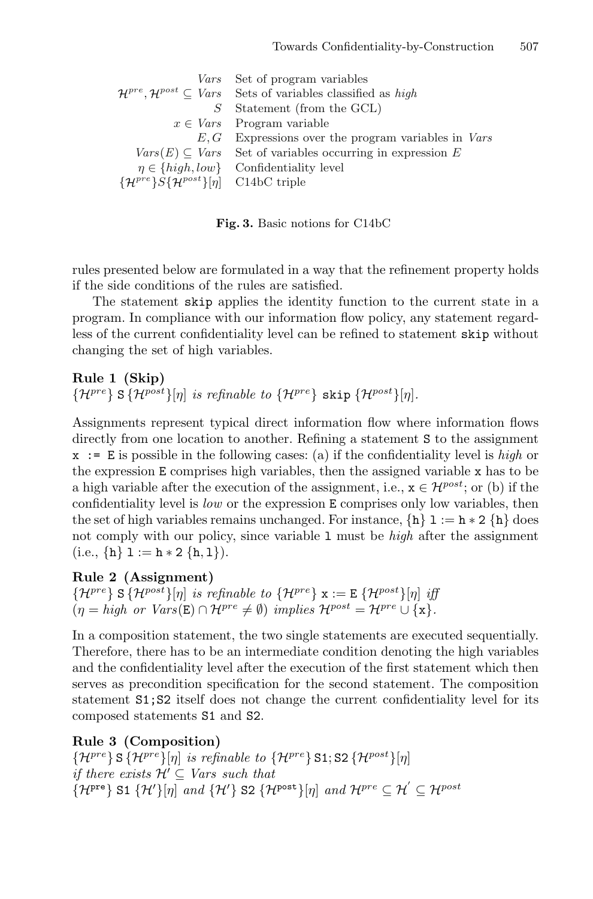| | |
|---|---|
| $Vars$ | Set of program variables |
| $\mathcal{H}^{pre}, \mathcal{H}^{post} \subseteq Vars$ | Sets of variables classified as *high* |
| $S$ | Statement (from the GCL) |
| $x \in Vars$ | Program variable |
| $E, G$ | Expressions over the program variables in $Vars$ |
| $Vars(E) \subseteq Vars$ | Set of variables occurring in expression $E$ |
| $\eta \in \{high, low\}$ | Confidentiality level |
| $\{\mathcal{H}^{pre}\}S\{\mathcal{H}^{post}\}[\eta]$ | C14bC triple |

**Fig. 3.** Basic notions for C14bC

rules presented below are formulated in a way that the refinement property holds if the side conditions of the rules are satisfied.

The statement `skip` applies the identity function to the current state in a program. In compliance with our information flow policy, any statement regardless of the current confidentiality level can be refined to statement `skip` without changing the set of high variables.

**Rule 1 (Skip)**
$\{\mathcal{H}^{pre}\}\ \mathtt{S}\ \{\mathcal{H}^{post}\}[\eta]$ *is refinable to* $\{\mathcal{H}^{pre}\}\ \mathtt{skip}\ \{\mathcal{H}^{post}\}[\eta]$.

Assignments represent typical direct information flow where information flows directly from one location to another. Refining a statement `S` to the assignment `x := E` is possible in the following cases: (a) if the confidentiality level is *high* or the expression `E` comprises high variables, then the assigned variable `x` has to be a high variable after the execution of the assignment, i.e., $\mathtt{x} \in \mathcal{H}^{post}$; or (b) if the confidentiality level is *low* or the expression `E` comprises only low variables, then the set of high variables remains unchanged. For instance, $\{\mathtt{h}\}\ \mathtt{l} := \mathtt{h} * 2\ \{\mathtt{h}\}$ does not comply with our policy, since variable `l` must be *high* after the assignment (i.e., $\{\mathtt{h}\}\ \mathtt{l} := \mathtt{h} * 2\ \{\mathtt{h}, \mathtt{l}\}$).

**Rule 2 (Assignment)**
$\{\mathcal{H}^{pre}\}\ \mathtt{S}\ \{\mathcal{H}^{post}\}[\eta]$ *is refinable to* $\{\mathcal{H}^{pre}\}\ \mathtt{x} := \mathtt{E}\ \{\mathcal{H}^{post}\}[\eta]$ *iff*
$(\eta = high$ *or* $Vars(\mathtt{E}) \cap \mathcal{H}^{pre} \neq \emptyset)$ *implies* $\mathcal{H}^{post} = \mathcal{H}^{pre} \cup \{\mathtt{x}\}$.

In a composition statement, the two single statements are executed sequentially. Therefore, there has to be an intermediate condition denoting the high variables and the confidentiality level after the execution of the first statement which then serves as precondition specification for the second statement. The composition statement `S1;S2` itself does not change the current confidentiality level for its composed statements `S1` and `S2`.

**Rule 3 (Composition)**
$\{\mathcal{H}^{pre}\}\ \mathtt{S}\ \{\mathcal{H}^{pre}\}[\eta]$ *is refinable to* $\{\mathcal{H}^{pre}\}\ \mathtt{S1};\mathtt{S2}\ \{\mathcal{H}^{post}\}[\eta]$
*if there exists* $\mathcal{H}' \subseteq Vars$ *such that*
$\{\mathcal{H}^{\mathtt{pre}}\}\ \mathtt{S1}\ \{\mathcal{H}'\}[\eta]$ *and* $\{\mathcal{H}'\}\ \mathtt{S2}\ \{\mathcal{H}^{\mathtt{post}}\}[\eta]$ *and* $\mathcal{H}^{pre} \subseteq \mathcal{H}^{'} \subseteq \mathcal{H}^{post}$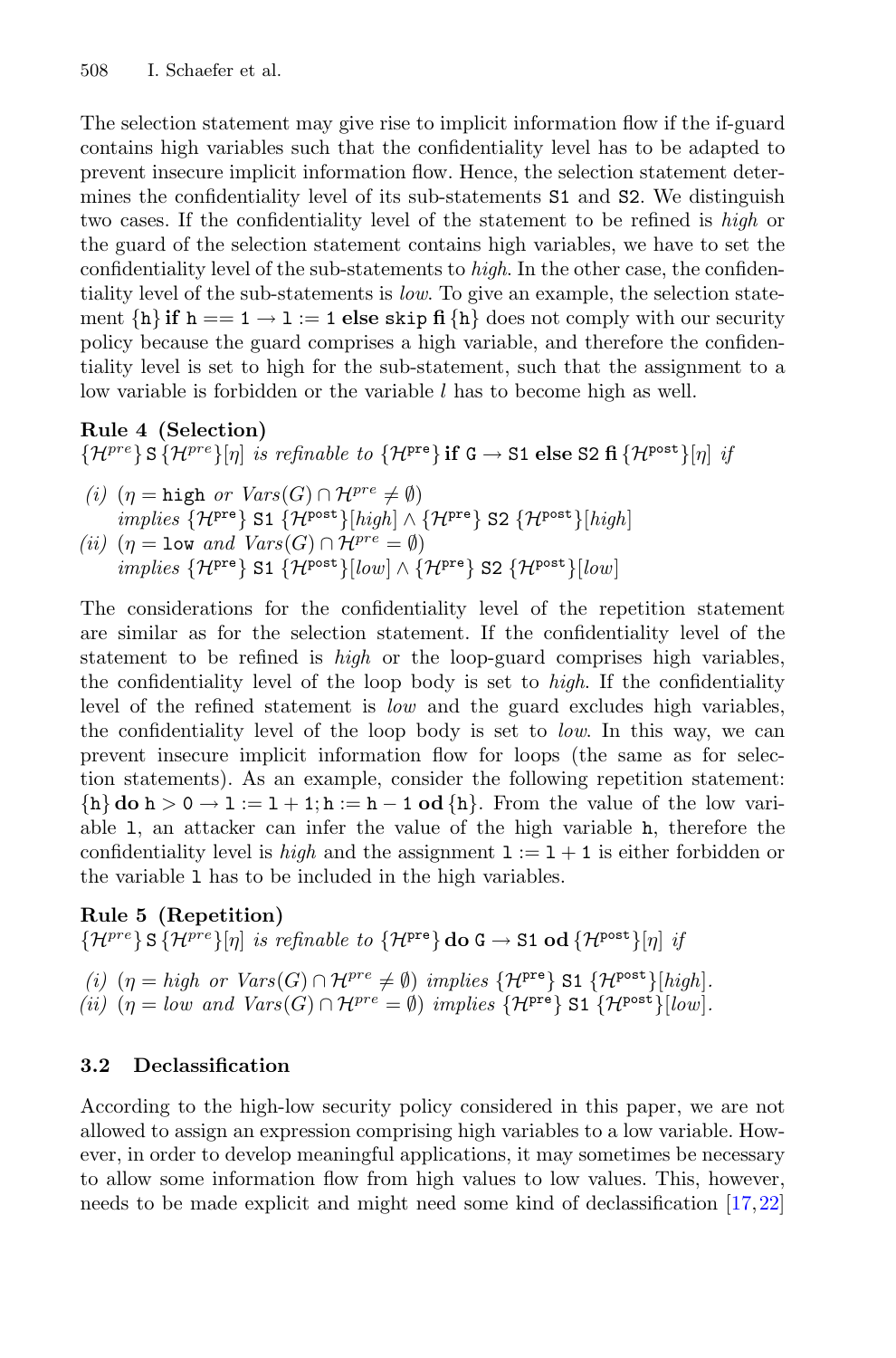The selection statement may give rise to implicit information flow if the if-guard contains high variables such that the confidentiality level has to be adapted to prevent insecure implicit information flow. Hence, the selection statement determines the confidentiality level of its sub-statements S1 and S2. We distinguish two cases. If the confidentiality level of the statement to be refined is *high* or the guard of the selection statement contains high variables, we have to set the confidentiality level of the sub-statements to *high*. In the other case, the confidentiality level of the sub-statements is *low*. To give an example, the selection statement $\{\mathtt{h}\}\,\textbf{if}\ \mathtt{h} == 1 \rightarrow \mathtt{l} := 1\ \textbf{else}\ \mathtt{skip}\ \textbf{fi}\,\{\mathtt{h}\}$ does not comply with our security policy because the guard comprises a high variable, and therefore the confidentiality level is set to high for the sub-statement, such that the assignment to a low variable is forbidden or the variable $l$ has to become high as well.

**Rule 4 (Selection)**
$\{\mathcal{H}^{pre}\}\,\mathtt{S}\,\{\mathcal{H}^{pre}\}[\eta]$ *is refinable to* $\{\mathcal{H}^{\mathtt{pre}}\}\,\textbf{if}\ \mathtt{G} \rightarrow \mathtt{S1}\ \textbf{else}\ \mathtt{S2}\ \textbf{fi}\,\{\mathcal{H}^{\mathtt{post}}\}[\eta]$ *if*

*(i)* $(\eta = \mathtt{high}$ *or* $Vars(G) \cap \mathcal{H}^{pre} \neq \emptyset)$
*implies* $\{\mathcal{H}^{\mathtt{pre}}\}\ \mathtt{S1}\ \{\mathcal{H}^{\mathtt{post}}\}[high] \wedge \{\mathcal{H}^{\mathtt{pre}}\}\ \mathtt{S2}\ \{\mathcal{H}^{\mathtt{post}}\}[high]$
*(ii)* $(\eta = \mathtt{low}$ *and* $Vars(G) \cap \mathcal{H}^{pre} = \emptyset)$
*implies* $\{\mathcal{H}^{\mathtt{pre}}\}\ \mathtt{S1}\ \{\mathcal{H}^{\mathtt{post}}\}[low] \wedge \{\mathcal{H}^{\mathtt{pre}}\}\ \mathtt{S2}\ \{\mathcal{H}^{\mathtt{post}}\}[low]$

The considerations for the confidentiality level of the repetition statement are similar as for the selection statement. If the confidentiality level of the statement to be refined is *high* or the loop-guard comprises high variables, the confidentiality level of the loop body is set to *high*. If the confidentiality level of the refined statement is *low* and the guard excludes high variables, the confidentiality level of the loop body is set to *low*. In this way, we can prevent insecure implicit information flow for loops (the same as for selection statements). As an example, consider the following repetition statement: $\{\mathtt{h}\}\,\textbf{do}\ \mathtt{h} > 0 \rightarrow \mathtt{l} := \mathtt{l} + 1; \mathtt{h} := \mathtt{h} - 1\ \textbf{od}\,\{\mathtt{h}\}$. From the value of the low variable l, an attacker can infer the value of the high variable h, therefore the confidentiality level is *high* and the assignment $\mathtt{l} := \mathtt{l} + 1$ is either forbidden or the variable l has to be included in the high variables.

**Rule 5 (Repetition)**
$\{\mathcal{H}^{pre}\}\,\mathtt{S}\,\{\mathcal{H}^{pre}\}[\eta]$ *is refinable to* $\{\mathcal{H}^{\mathtt{pre}}\}\,\textbf{do}\ \mathtt{G} \rightarrow \mathtt{S1}\ \textbf{od}\,\{\mathcal{H}^{\mathtt{post}}\}[\eta]$ *if*

*(i)* $(\eta = high$ *or* $Vars(G) \cap \mathcal{H}^{pre} \neq \emptyset)$ *implies* $\{\mathcal{H}^{\mathtt{pre}}\}\ \mathtt{S1}\ \{\mathcal{H}^{\mathtt{post}}\}[high]$.
*(ii)* $(\eta = low$ *and* $Vars(G) \cap \mathcal{H}^{pre} = \emptyset)$ *implies* $\{\mathcal{H}^{\mathtt{pre}}\}\ \mathtt{S1}\ \{\mathcal{H}^{\mathtt{post}}\}[low]$.

### 3.2 Declassification

According to the high-low security policy considered in this paper, we are not allowed to assign an expression comprising high variables to a low variable. However, in order to develop meaningful applications, it may sometimes be necessary to allow some information flow from high values to low values. This, however, needs to be made explicit and might need some kind of declassification [17,22]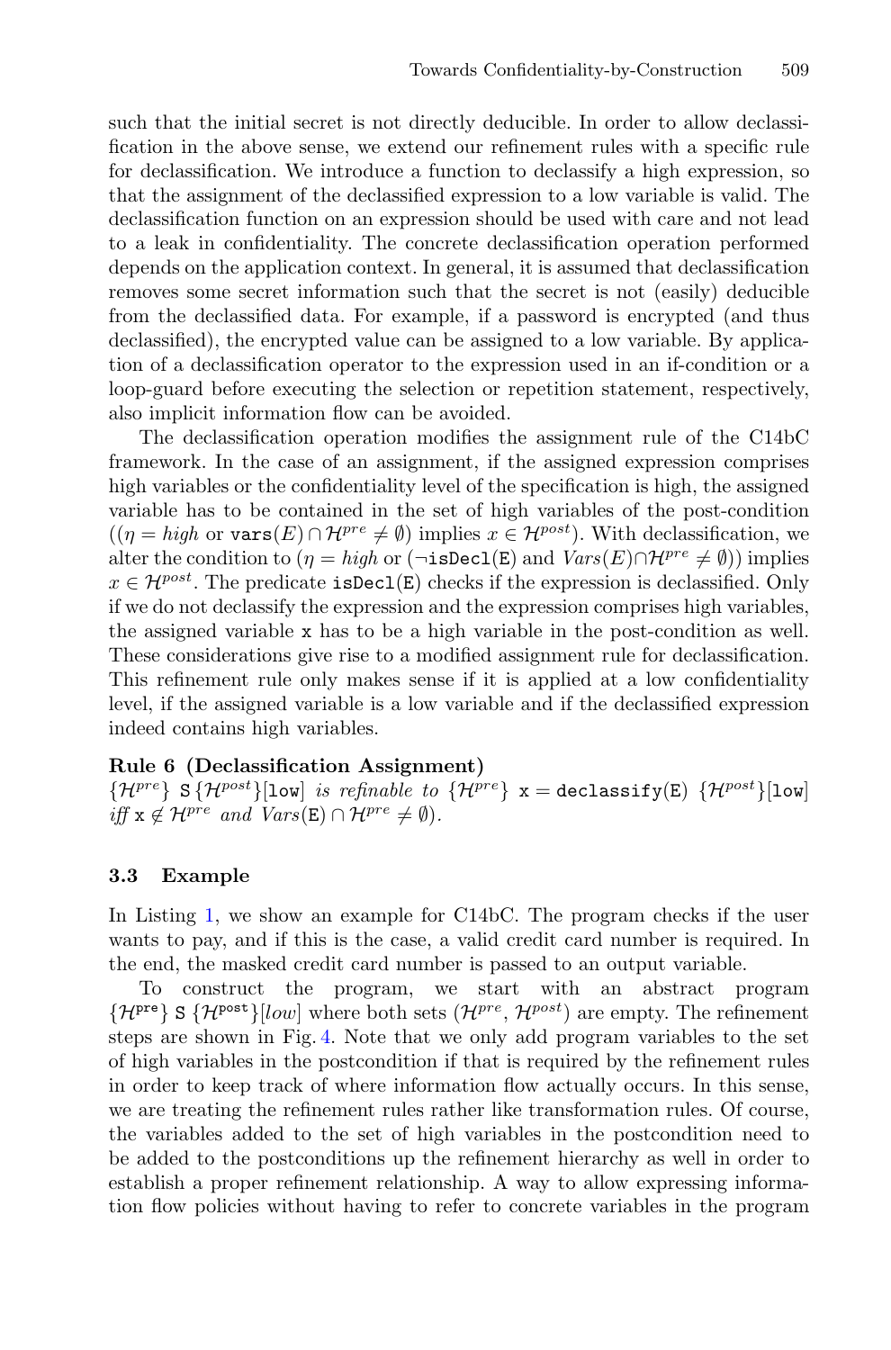such that the initial secret is not directly deducible. In order to allow declassification in the above sense, we extend our refinement rules with a specific rule for declassification. We introduce a function to declassify a high expression, so that the assignment of the declassified expression to a low variable is valid. The declassification function on an expression should be used with care and not lead to a leak in confidentiality. The concrete declassification operation performed depends on the application context. In general, it is assumed that declassification removes some secret information such that the secret is not (easily) deducible from the declassified data. For example, if a password is encrypted (and thus declassified), the encrypted value can be assigned to a low variable. By application of a declassification operator to the expression used in an if-condition or a loop-guard before executing the selection or repetition statement, respectively, also implicit information flow can be avoided.

The declassification operation modifies the assignment rule of the C14bC framework. In the case of an assignment, if the assigned expression comprises high variables or the confidentiality level of the specification is high, the assigned variable has to be contained in the set of high variables of the post-condition ($(\eta = high$ or $\texttt{vars}(E) \cap \mathcal{H}^{pre} \neq \emptyset)$ implies $x \in \mathcal{H}^{post}$). With declassification, we alter the condition to ($\eta = high$ or ($\neg\texttt{isDecl(E)}$ and $Vars(E) \cap \mathcal{H}^{pre} \neq \emptyset$)) implies $x \in \mathcal{H}^{post}$. The predicate `isDecl(E)` checks if the expression is declassified. Only if we do not declassify the expression and the expression comprises high variables, the assigned variable `x` has to be a high variable in the post-condition as well. These considerations give rise to a modified assignment rule for declassification. This refinement rule only makes sense if it is applied at a low confidentiality level, if the assigned variable is a low variable and if the declassified expression indeed contains high variables.

**Rule 6 (Declassification Assignment)**
$\{\mathcal{H}^{pre}\}$ $\texttt{S}$ $\{\mathcal{H}^{post}\}[\texttt{low}]$ *is refinable to* $\{\mathcal{H}^{pre}\}$ $\texttt{x} = \texttt{declassify(E)}$ $\{\mathcal{H}^{post}\}[\texttt{low}]$ *iff* $\texttt{x} \notin \mathcal{H}^{pre}$ *and* $Vars(\texttt{E}) \cap \mathcal{H}^{pre} \neq \emptyset$).

### 3.3 Example

In Listing 1, we show an example for C14bC. The program checks if the user wants to pay, and if this is the case, a valid credit card number is required. In the end, the masked credit card number is passed to an output variable.

To construct the program, we start with an abstract program $\{\mathcal{H}^{\texttt{pre}}\}$ $\texttt{S}$ $\{\mathcal{H}^{\texttt{post}}\}[low]$ where both sets ($\mathcal{H}^{pre}$, $\mathcal{H}^{post}$) are empty. The refinement steps are shown in Fig. 4. Note that we only add program variables to the set of high variables in the postcondition if that is required by the refinement rules in order to keep track of where information flow actually occurs. In this sense, we are treating the refinement rules rather like transformation rules. Of course, the variables added to the set of high variables in the postcondition need to be added to the postconditions up the refinement hierarchy as well in order to establish a proper refinement relationship. A way to allow expressing information flow policies without having to refer to concrete variables in the program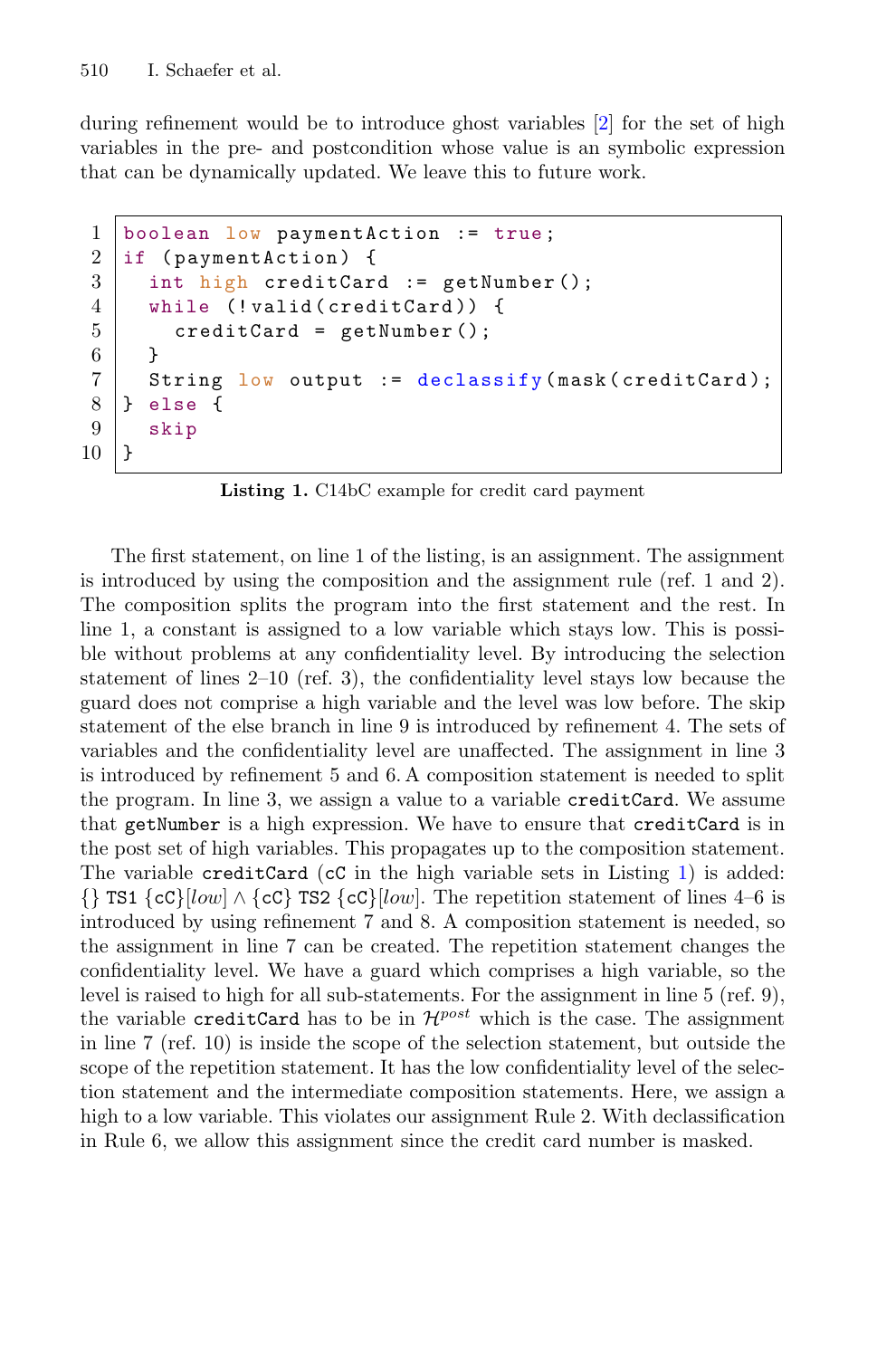during refinement would be to introduce ghost variables [2] for the set of high variables in the pre- and postcondition whose value is an symbolic expression that can be dynamically updated. We leave this to future work.

```
1  boolean low paymentAction := true;
2  if (paymentAction) {
3    int high creditCard := getNumber();
4    while (!valid(creditCard)) {
5      creditCard = getNumber();
6    }
7    String low output := declassify(mask(creditCard);
8  } else {
9    skip
10 }
```

**Listing 1.** C14bC example for credit card payment

The first statement, on line 1 of the listing, is an assignment. The assignment is introduced by using the composition and the assignment rule (ref. 1 and 2). The composition splits the program into the first statement and the rest. In line 1, a constant is assigned to a low variable which stays low. This is possible without problems at any confidentiality level. By introducing the selection statement of lines 2–10 (ref. 3), the confidentiality level stays low because the guard does not comprise a high variable and the level was low before. The skip statement of the else branch in line 9 is introduced by refinement 4. The sets of variables and the confidentiality level are unaffected. The assignment in line 3 is introduced by refinement 5 and 6. A composition statement is needed to split the program. In line 3, we assign a value to a variable `creditCard`. We assume that `getNumber` is a high expression. We have to ensure that `creditCard` is in the post set of high variables. This propagates up to the composition statement. The variable `creditCard` (`cC` in the high variable sets in Listing 1) is added: $\{\}$ `TS1` $\{$`cC`$\}[low] \wedge \{$`cC`$\}$ `TS2` $\{$`cC`$\}[low]$. The repetition statement of lines 4–6 is introduced by using refinement 7 and 8. A composition statement is needed, so the assignment in line 7 can be created. The repetition statement changes the confidentiality level. We have a guard which comprises a high variable, so the level is raised to high for all sub-statements. For the assignment in line 5 (ref. 9), the variable `creditCard` has to be in $\mathcal{H}^{post}$ which is the case. The assignment in line 7 (ref. 10) is inside the scope of the selection statement, but outside the scope of the repetition statement. It has the low confidentiality level of the selection statement and the intermediate composition statements. Here, we assign a high to a low variable. This violates our assignment Rule 2. With declassification in Rule 6, we allow this assignment since the credit card number is masked.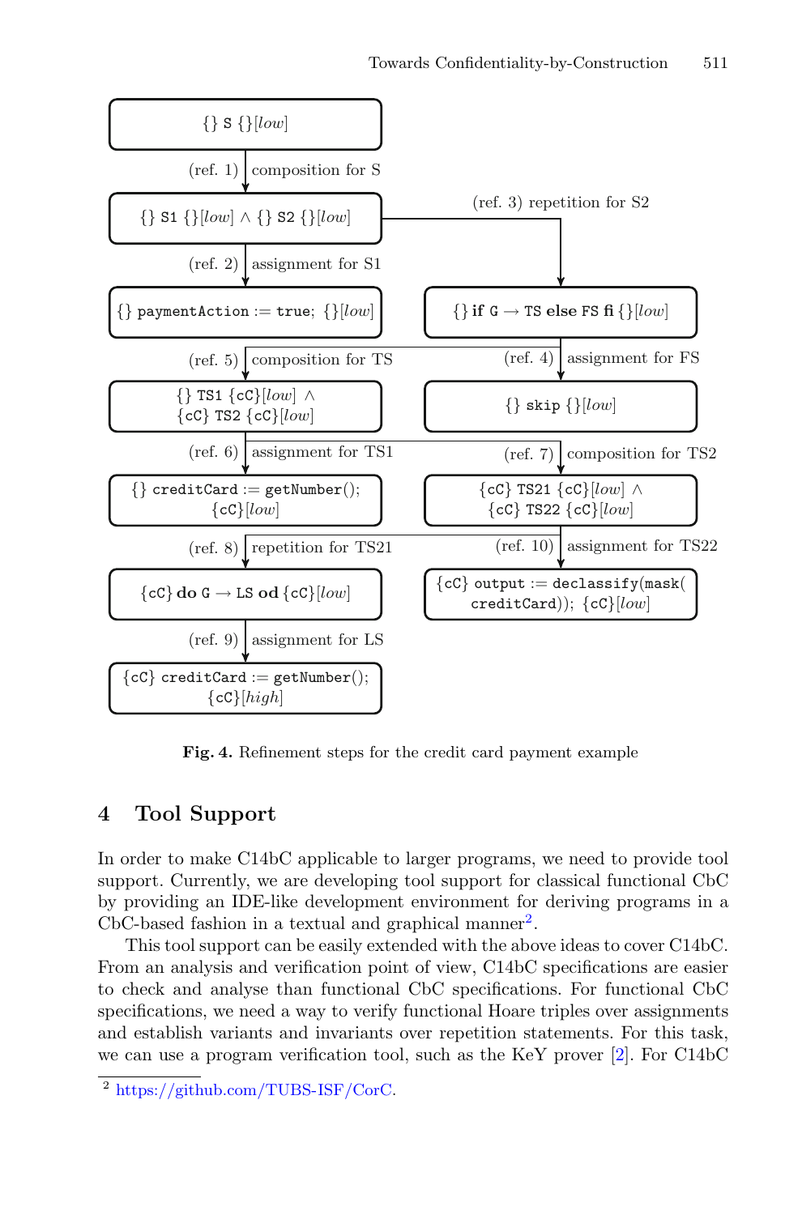| | |
|---|---|
| {} S {}[*low*] | |
| (ref. 1) composition for S | |
| {} S1 {}[*low*] ∧ {} S2 {}[*low*] | (ref. 3) repetition for S2 |
| (ref. 2) assignment for S1 | |
| {} paymentAction := true; {}[*low*] | {} **if** G → TS **else** FS **fi** {}[*low*] |
| (ref. 5) composition for TS | (ref. 4) assignment for FS |
| {} TS1 {cC}[*low*] ∧ {cC} TS2 {cC}[*low*] | {} skip {}[*low*] |
| (ref. 6) assignment for TS1 | (ref. 7) composition for TS2 |
| {} creditCard := getNumber(); {cC}[*low*] | {cC} TS21 {cC}[*low*] ∧ {cC} TS22 {cC}[*low*] |
| (ref. 8) repetition for TS21 | (ref. 10) assignment for TS22 |
| {cC} **do** G → LS **od** {cC}[*low*] | {cC} output := declassify(mask( creditCard)); {cC}[*low*] |
| (ref. 9) assignment for LS | |
| {cC} creditCard := getNumber(); {cC}[*high*] | |

**Fig. 4.** Refinement steps for the credit card payment example

## 4 Tool Support

In order to make C14bC applicable to larger programs, we need to provide tool support. Currently, we are developing tool support for classical functional CbC by providing an IDE-like development environment for deriving programs in a CbC-based fashion in a textual and graphical manner[2].

This tool support can be easily extended with the above ideas to cover C14bC. From an analysis and verification point of view, C14bC specifications are easier to check and analyse than functional CbC specifications. For functional CbC specifications, we need a way to verify functional Hoare triples over assignments and establish variants and invariants over repetition statements. For this task, we can use a program verification tool, such as the KeY prover [2]. For C14bC

[2] https://github.com/TUBS-ISF/CorC.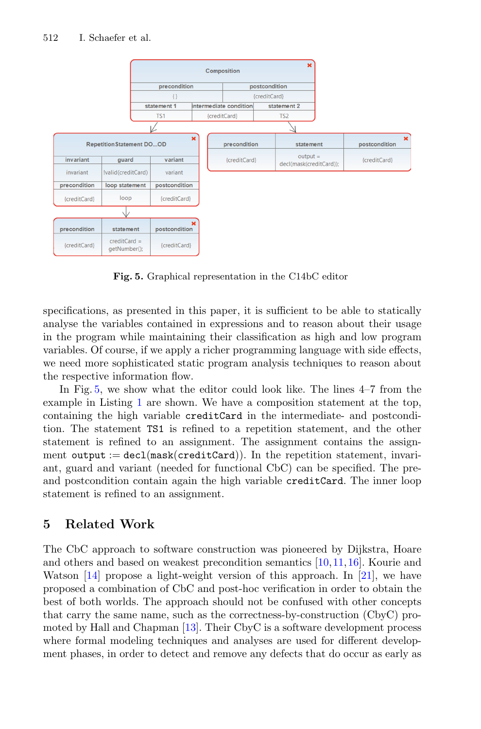**Fig. 5.** Graphical representation in the C14bC editor

specifications, as presented in this paper, it is sufficient to be able to statically analyse the variables contained in expressions and to reason about their usage in the program while maintaining their classification as high and low program variables. Of course, if we apply a richer programming language with side effects, we need more sophisticated static program analysis techniques to reason about the respective information flow.

In Fig. 5, we show what the editor could look like. The lines 4–7 from the example in Listing 1 are shown. We have a composition statement at the top, containing the high variable `creditCard` in the intermediate- and postcondition. The statement `TS1` is refined to a repetition statement, and the other statement is refined to an assignment. The assignment contains the assignment `output` := `decl`(`mask`(`creditCard`)). In the repetition statement, invariant, guard and variant (needed for functional CbC) can be specified. The pre- and postcondition contain again the high variable `creditCard`. The inner loop statement is refined to an assignment.

## 5 Related Work

The CbC approach to software construction was pioneered by Dijkstra, Hoare and others and based on weakest precondition semantics [10,11,16]. Kourie and Watson [14] propose a light-weight version of this approach. In [21], we have proposed a combination of CbC and post-hoc verification in order to obtain the best of both worlds. The approach should not be confused with other concepts that carry the same name, such as the correctness-by-construction (CbyC) promoted by Hall and Chapman [13]. Their CbyC is a software development process where formal modeling techniques and analyses are used for different development phases, in order to detect and remove any defects that do occur as early as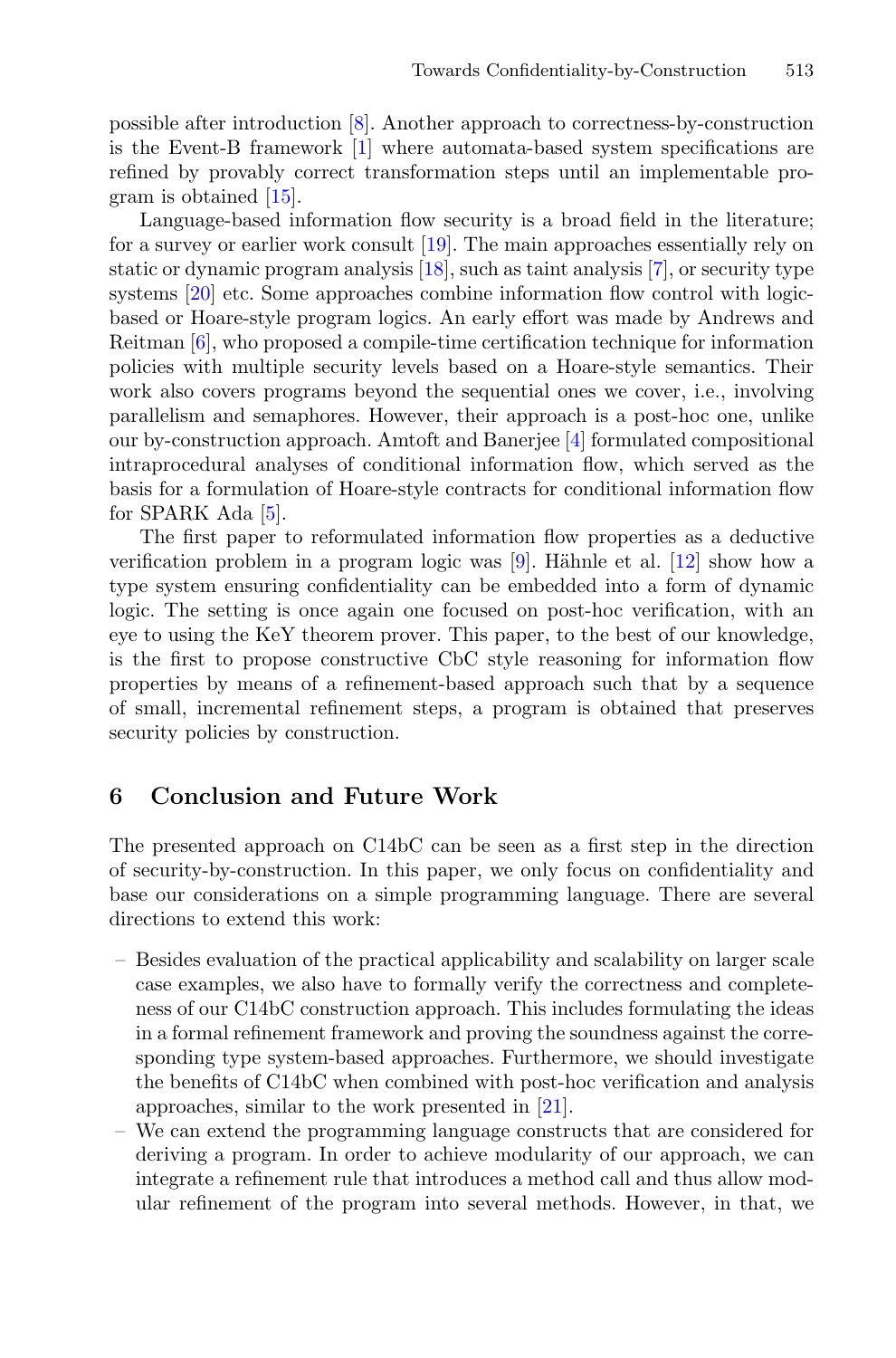possible after introduction [8]. Another approach to correctness-by-construction is the Event-B framework [1] where automata-based system specifications are refined by provably correct transformation steps until an implementable program is obtained [15].

Language-based information flow security is a broad field in the literature; for a survey or earlier work consult [19]. The main approaches essentially rely on static or dynamic program analysis [18], such as taint analysis [7], or security type systems [20] etc. Some approaches combine information flow control with logic-based or Hoare-style program logics. An early effort was made by Andrews and Reitman [6], who proposed a compile-time certification technique for information policies with multiple security levels based on a Hoare-style semantics. Their work also covers programs beyond the sequential ones we cover, i.e., involving parallelism and semaphores. However, their approach is a post-hoc one, unlike our by-construction approach. Amtoft and Banerjee [4] formulated compositional intraprocedural analyses of conditional information flow, which served as the basis for a formulation of Hoare-style contracts for conditional information flow for SPARK Ada [5].

The first paper to reformulated information flow properties as a deductive verification problem in a program logic was [9]. Hähnle et al. [12] show how a type system ensuring confidentiality can be embedded into a form of dynamic logic. The setting is once again one focused on post-hoc verification, with an eye to using the KeY theorem prover. This paper, to the best of our knowledge, is the first to propose constructive CbC style reasoning for information flow properties by means of a refinement-based approach such that by a sequence of small, incremental refinement steps, a program is obtained that preserves security policies by construction.

## 6 Conclusion and Future Work

The presented approach on C14bC can be seen as a first step in the direction of security-by-construction. In this paper, we only focus on confidentiality and base our considerations on a simple programming language. There are several directions to extend this work:

- Besides evaluation of the practical applicability and scalability on larger scale case examples, we also have to formally verify the correctness and completeness of our C14bC construction approach. This includes formulating the ideas in a formal refinement framework and proving the soundness against the corresponding type system-based approaches. Furthermore, we should investigate the benefits of C14bC when combined with post-hoc verification and analysis approaches, similar to the work presented in [21].
- We can extend the programming language constructs that are considered for deriving a program. In order to achieve modularity of our approach, we can integrate a refinement rule that introduces a method call and thus allow modular refinement of the program into several methods. However, in that, we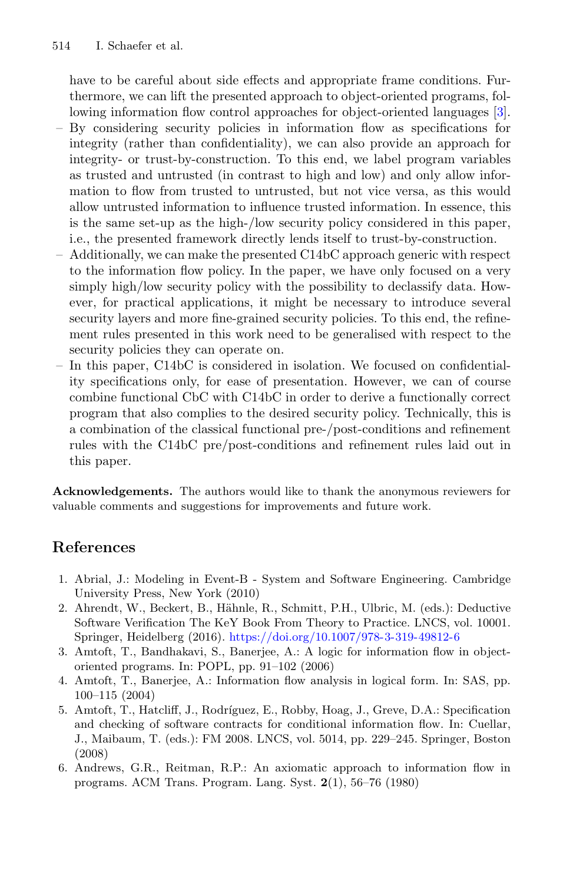have to be careful about side effects and appropriate frame conditions. Furthermore, we can lift the presented approach to object-oriented programs, following information flow control approaches for object-oriented languages [3].

- By considering security policies in information flow as specifications for integrity (rather than confidentiality), we can also provide an approach for integrity- or trust-by-construction. To this end, we label program variables as trusted and untrusted (in contrast to high and low) and only allow information to flow from trusted to untrusted, but not vice versa, as this would allow untrusted information to influence trusted information. In essence, this is the same set-up as the high-/low security policy considered in this paper, i.e., the presented framework directly lends itself to trust-by-construction.
- Additionally, we can make the presented C14bC approach generic with respect to the information flow policy. In the paper, we have only focused on a very simply high/low security policy with the possibility to declassify data. However, for practical applications, it might be necessary to introduce several security layers and more fine-grained security policies. To this end, the refinement rules presented in this work need to be generalised with respect to the security policies they can operate on.
- In this paper, C14bC is considered in isolation. We focused on confidentiality specifications only, for ease of presentation. However, we can of course combine functional CbC with C14bC in order to derive a functionally correct program that also complies to the desired security policy. Technically, this is a combination of the classical functional pre-/post-conditions and refinement rules with the C14bC pre/post-conditions and refinement rules laid out in this paper.

**Acknowledgements.** The authors would like to thank the anonymous reviewers for valuable comments and suggestions for improvements and future work.

## References

1. Abrial, J.: Modeling in Event-B - System and Software Engineering. Cambridge University Press, New York (2010)
2. Ahrendt, W., Beckert, B., Hähnle, R., Schmitt, P.H., Ulbric, M. (eds.): Deductive Software Verification The KeY Book From Theory to Practice. LNCS, vol. 10001. Springer, Heidelberg (2016). https://doi.org/10.1007/978-3-319-49812-6
3. Amtoft, T., Bandhakavi, S., Banerjee, A.: A logic for information flow in object-oriented programs. In: POPL, pp. 91–102 (2006)
4. Amtoft, T., Banerjee, A.: Information flow analysis in logical form. In: SAS, pp. 100–115 (2004)
5. Amtoft, T., Hatcliff, J., Rodríguez, E., Robby, Hoag, J., Greve, D.A.: Specification and checking of software contracts for conditional information flow. In: Cuellar, J., Maibaum, T. (eds.): FM 2008. LNCS, vol. 5014, pp. 229–245. Springer, Boston (2008)
6. Andrews, G.R., Reitman, R.P.: An axiomatic approach to information flow in programs. ACM Trans. Program. Lang. Syst. **2**(1), 56–76 (1980)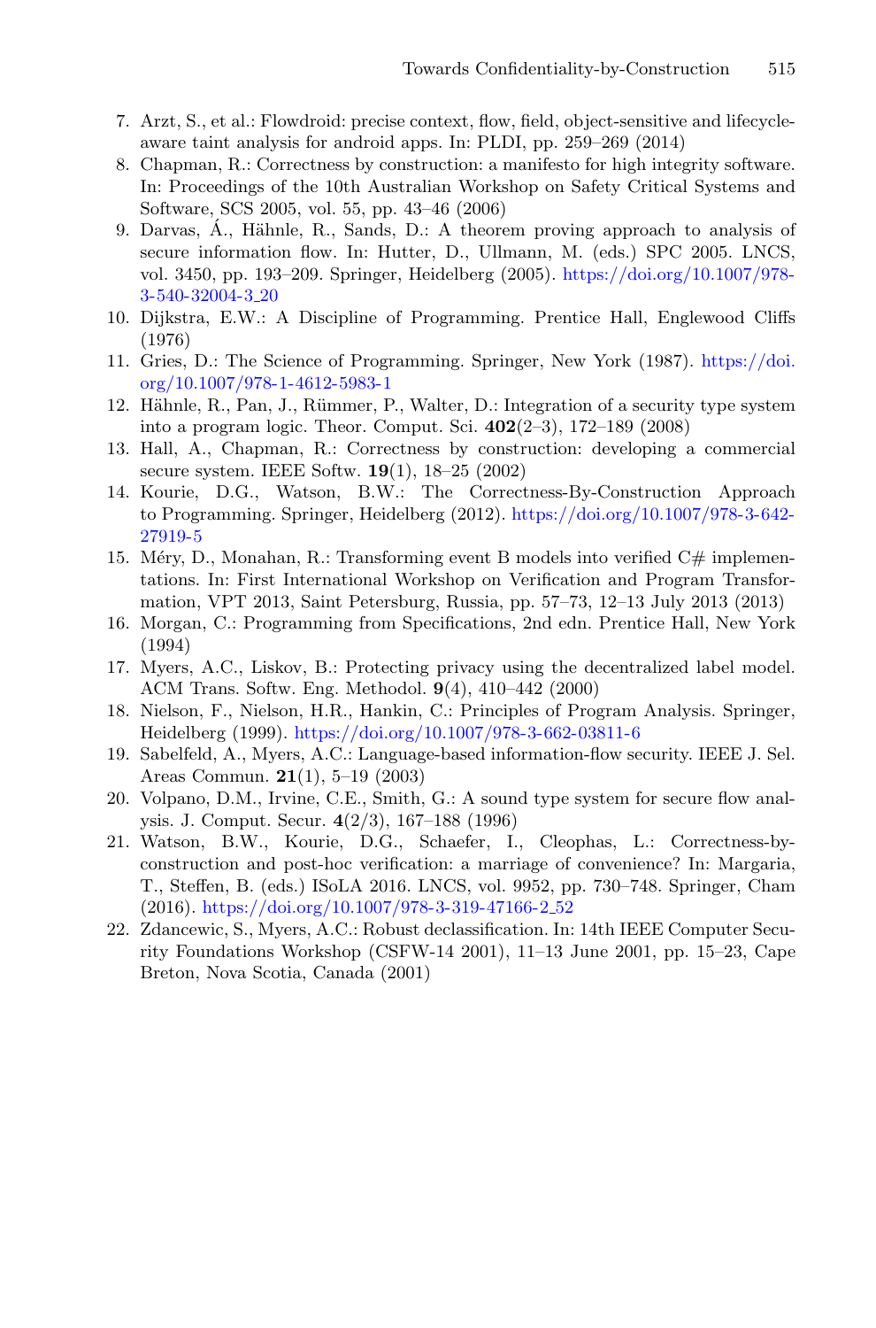7. Arzt, S., et al.: Flowdroid: precise context, flow, field, object-sensitive and lifecycle-aware taint analysis for android apps. In: PLDI, pp. 259–269 (2014)
8. Chapman, R.: Correctness by construction: a manifesto for high integrity software. In: Proceedings of the 10th Australian Workshop on Safety Critical Systems and Software, SCS 2005, vol. 55, pp. 43–46 (2006)
9. Darvas, Á., Hähnle, R., Sands, D.: A theorem proving approach to analysis of secure information flow. In: Hutter, D., Ullmann, M. (eds.) SPC 2005. LNCS, vol. 3450, pp. 193–209. Springer, Heidelberg (2005). https://doi.org/10.1007/978-3-540-32004-3_20
10. Dijkstra, E.W.: A Discipline of Programming. Prentice Hall, Englewood Cliffs (1976)
11. Gries, D.: The Science of Programming. Springer, New York (1987). https://doi.org/10.1007/978-1-4612-5983-1
12. Hähnle, R., Pan, J., Rümmer, P., Walter, D.: Integration of a security type system into a program logic. Theor. Comput. Sci. **402**(2–3), 172–189 (2008)
13. Hall, A., Chapman, R.: Correctness by construction: developing a commercial secure system. IEEE Softw. **19**(1), 18–25 (2002)
14. Kourie, D.G., Watson, B.W.: The Correctness-By-Construction Approach to Programming. Springer, Heidelberg (2012). https://doi.org/10.1007/978-3-642-27919-5
15. Méry, D., Monahan, R.: Transforming event B models into verified C# implementations. In: First International Workshop on Verification and Program Transformation, VPT 2013, Saint Petersburg, Russia, pp. 57–73, 12–13 July 2013 (2013)
16. Morgan, C.: Programming from Specifications, 2nd edn. Prentice Hall, New York (1994)
17. Myers, A.C., Liskov, B.: Protecting privacy using the decentralized label model. ACM Trans. Softw. Eng. Methodol. **9**(4), 410–442 (2000)
18. Nielson, F., Nielson, H.R., Hankin, C.: Principles of Program Analysis. Springer, Heidelberg (1999). https://doi.org/10.1007/978-3-662-03811-6
19. Sabelfeld, A., Myers, A.C.: Language-based information-flow security. IEEE J. Sel. Areas Commun. **21**(1), 5–19 (2003)
20. Volpano, D.M., Irvine, C.E., Smith, G.: A sound type system for secure flow analysis. J. Comput. Secur. **4**(2/3), 167–188 (1996)
21. Watson, B.W., Kourie, D.G., Schaefer, I., Cleophas, L.: Correctness-by-construction and post-hoc verification: a marriage of convenience? In: Margaria, T., Steffen, B. (eds.) ISoLA 2016. LNCS, vol. 9952, pp. 730–748. Springer, Cham (2016). https://doi.org/10.1007/978-3-319-47166-2_52
22. Zdancewic, S., Myers, A.C.: Robust declassification. In: 14th IEEE Computer Security Foundations Workshop (CSFW-14 2001), 11–13 June 2001, pp. 15–23, Cape Breton, Nova Scotia, Canada (2001)